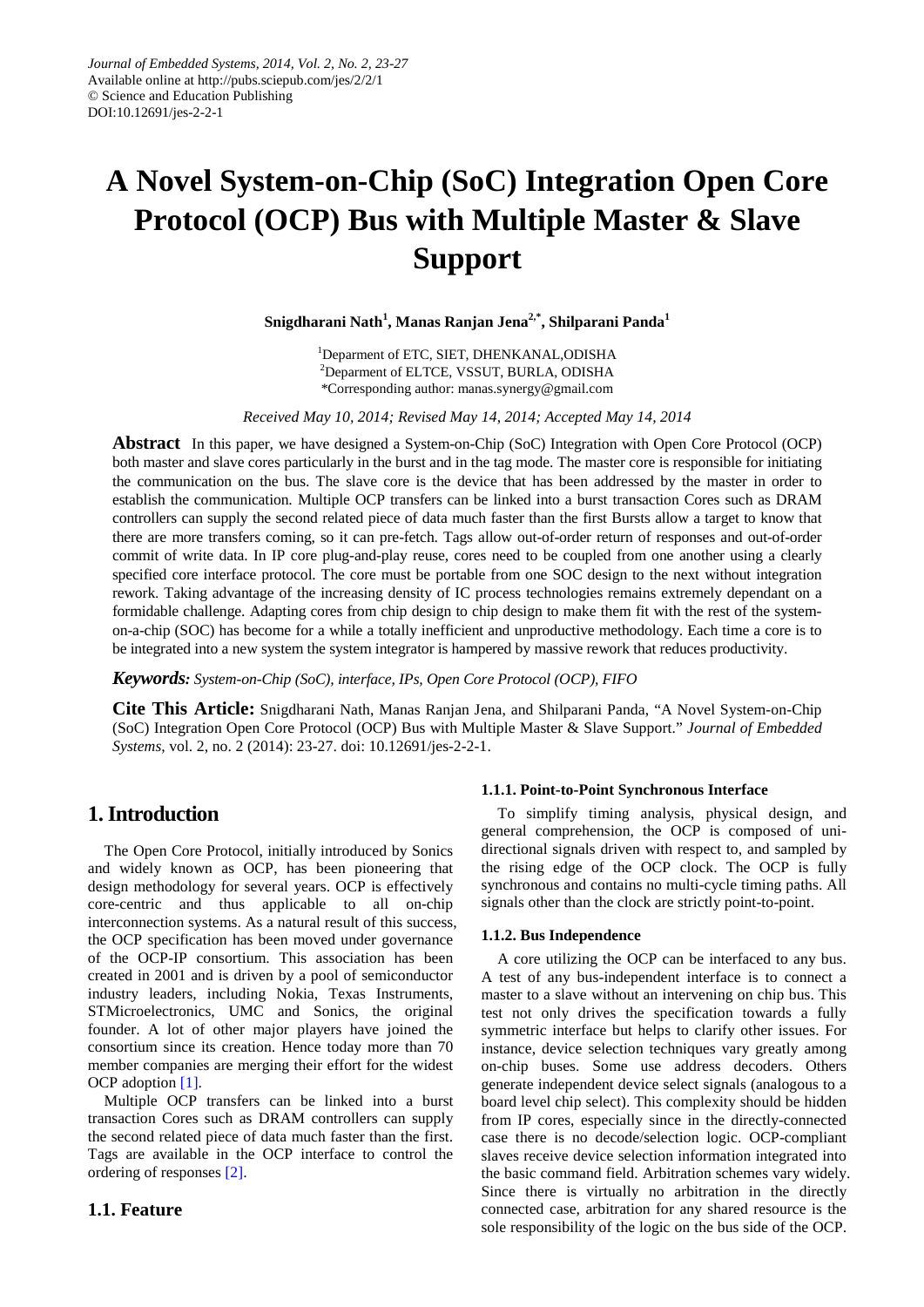*Journal of Embedded Systems, 2014, Vol. 2, No. 2, 23-27*
Available online at http://pubs.sciepub.com/jes/2/2/1
© Science and Education Publishing
DOI:10.12691/jes-2-2-1

# A Novel System-on-Chip (SoC) Integration Open Core Protocol (OCP) Bus with Multiple Master & Slave Support

**Snigdharani Nath[1], Manas Ranjan Jena[2,*], Shilparani Panda[1]**

[1]Deparment of ETC, SIET, DHENKANAL,ODISHA
[2]Deparment of ELTCE, VSSUT, BURLA, ODISHA
*Corresponding author: manas.synergy@gmail.com

*Received May 10, 2014; Revised May 14, 2014; Accepted May 14, 2014*

**Abstract** In this paper, we have designed a System-on-Chip (SoC) Integration with Open Core Protocol (OCP) both master and slave cores particularly in the burst and in the tag mode. The master core is responsible for initiating the communication on the bus. The slave core is the device that has been addressed by the master in order to establish the communication. Multiple OCP transfers can be linked into a burst transaction Cores such as DRAM controllers can supply the second related piece of data much faster than the first Bursts allow a target to know that there are more transfers coming, so it can pre-fetch. Tags allow out-of-order return of responses and out-of-order commit of write data. In IP core plug-and-play reuse, cores need to be coupled from one another using a clearly specified core interface protocol. The core must be portable from one SOC design to the next without integration rework. Taking advantage of the increasing density of IC process technologies remains extremely dependant on a formidable challenge. Adapting cores from chip design to chip design to make them fit with the rest of the system-on-a-chip (SOC) has become for a while a totally inefficient and unproductive methodology. Each time a core is to be integrated into a new system the system integrator is hampered by massive rework that reduces productivity.

***Keywords:*** *System-on-Chip (SoC), interface, IPs, Open Core Protocol (OCP), FIFO*

**Cite This Article:** Snigdharani Nath, Manas Ranjan Jena, and Shilparani Panda, "A Novel System-on-Chip (SoC) Integration Open Core Protocol (OCP) Bus with Multiple Master & Slave Support." *Journal of Embedded Systems*, vol. 2, no. 2 (2014): 23-27. doi: 10.12691/jes-2-2-1.

## 1. Introduction

The Open Core Protocol, initially introduced by Sonics and widely known as OCP, has been pioneering that design methodology for several years. OCP is effectively core-centric and thus applicable to all on-chip interconnection systems. As a natural result of this success, the OCP specification has been moved under governance of the OCP-IP consortium. This association has been created in 2001 and is driven by a pool of semiconductor industry leaders, including Nokia, Texas Instruments, STMicroelectronics, UMC and Sonics, the original founder. A lot of other major players have joined the consortium since its creation. Hence today more than 70 member companies are merging their effort for the widest OCP adoption [1].

Multiple OCP transfers can be linked into a burst transaction Cores such as DRAM controllers can supply the second related piece of data much faster than the first. Tags are available in the OCP interface to control the ordering of responses [2].

### 1.1. Feature

#### 1.1.1. Point-to-Point Synchronous Interface

To simplify timing analysis, physical design, and general comprehension, the OCP is composed of uni-directional signals driven with respect to, and sampled by the rising edge of the OCP clock. The OCP is fully synchronous and contains no multi-cycle timing paths. All signals other than the clock are strictly point-to-point.

#### 1.1.2. Bus Independence

A core utilizing the OCP can be interfaced to any bus. A test of any bus-independent interface is to connect a master to a slave without an intervening on chip bus. This test not only drives the specification towards a fully symmetric interface but helps to clarify other issues. For instance, device selection techniques vary greatly among on-chip buses. Some use address decoders. Others generate independent device select signals (analogous to a board level chip select). This complexity should be hidden from IP cores, especially since in the directly-connected case there is no decode/selection logic. OCP-compliant slaves receive device selection information integrated into the basic command field. Arbitration schemes vary widely. Since there is virtually no arbitration in the directly connected case, arbitration for any shared resource is the sole responsibility of the logic on the bus side of the OCP.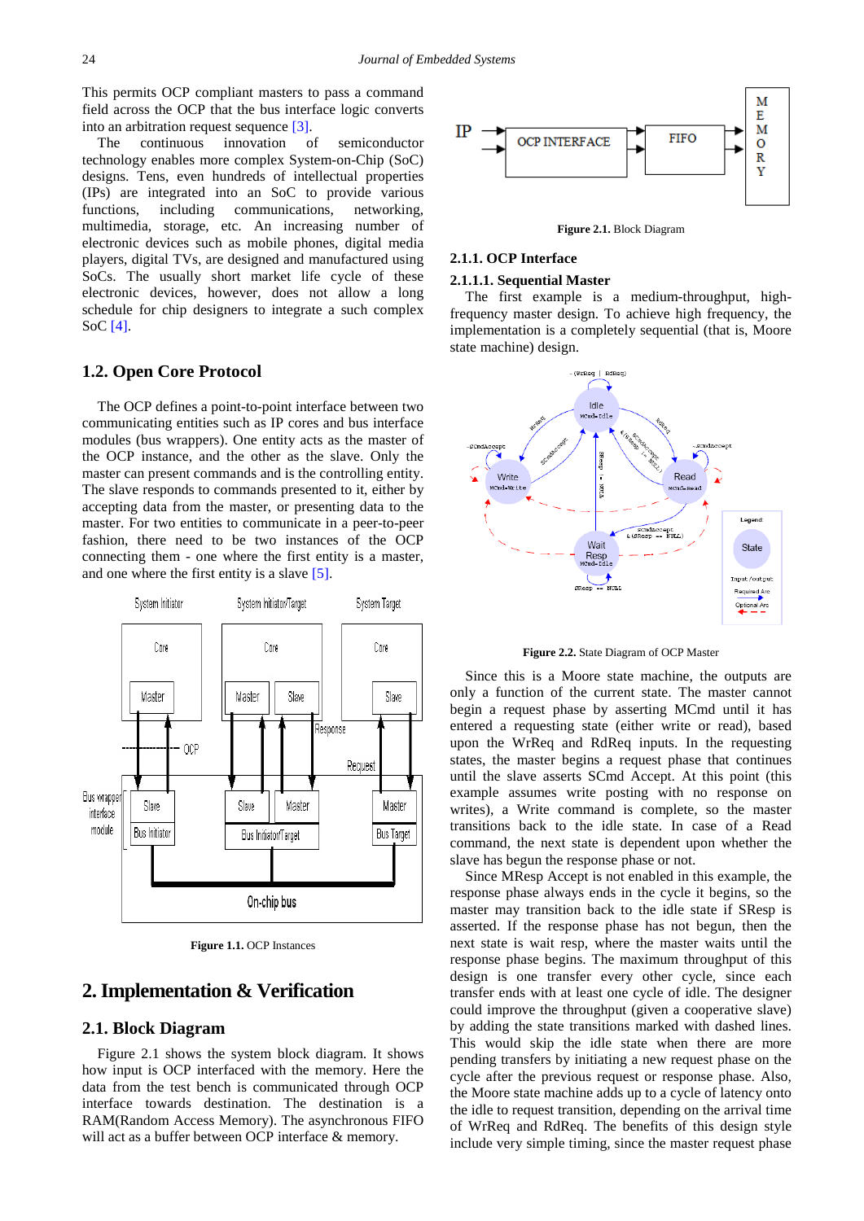This permits OCP compliant masters to pass a command field across the OCP that the bus interface logic converts into an arbitration request sequence [3].

The continuous innovation of semiconductor technology enables more complex System-on-Chip (SoC) designs. Tens, even hundreds of intellectual properties (IPs) are integrated into an SoC to provide various functions, including communications, networking, multimedia, storage, etc. An increasing number of electronic devices such as mobile phones, digital media players, digital TVs, are designed and manufactured using SoCs. The usually short market life cycle of these electronic devices, however, does not allow a long schedule for chip designers to integrate a such complex SoC [4].

## 1.2. Open Core Protocol

The OCP defines a point-to-point interface between two communicating entities such as IP cores and bus interface modules (bus wrappers). One entity acts as the master of the OCP instance, and the other as the slave. Only the master can present commands and is the controlling entity. The slave responds to commands presented to it, either by accepting data from the master, or presenting data to the master. For two entities to communicate in a peer-to-peer fashion, there need to be two instances of the OCP connecting them - one where the first entity is a master, and one where the first entity is a slave [5].

**Figure 1.1.** OCP Instances

# 2. Implementation & Verification

## 2.1. Block Diagram

Figure 2.1 shows the system block diagram. It shows how input is OCP interfaced with the memory. Here the data from the test bench is communicated through OCP interface towards destination. The destination is a RAM(Random Access Memory). The asynchronous FIFO will act as a buffer between OCP interface & memory.

**Figure 2.1.** Block Diagram

### 2.1.1. OCP Interface

#### 2.1.1.1. Sequential Master

The first example is a medium-throughput, high-frequency master design. To achieve high frequency, the implementation is a completely sequential (that is, Moore state machine) design.

**Figure 2.2.** State Diagram of OCP Master

Since this is a Moore state machine, the outputs are only a function of the current state. The master cannot begin a request phase by asserting MCmd until it has entered a requesting state (either write or read), based upon the WrReq and RdReq inputs. In the requesting states, the master begins a request phase that continues until the slave asserts SCmd Accept. At this point (this example assumes write posting with no response on writes), a Write command is complete, so the master transitions back to the idle state. In case of a Read command, the next state is dependent upon whether the slave has begun the response phase or not.

Since MResp Accept is not enabled in this example, the response phase always ends in the cycle it begins, so the master may transition back to the idle state if SResp is asserted. If the response phase has not begun, then the next state is wait resp, where the master waits until the response phase begins. The maximum throughput of this design is one transfer every other cycle, since each transfer ends with at least one cycle of idle. The designer could improve the throughput (given a cooperative slave) by adding the state transitions marked with dashed lines. This would skip the idle state when there are more pending transfers by initiating a new request phase on the cycle after the previous request or response phase. Also, the Moore state machine adds up to a cycle of latency onto the idle to request transition, depending on the arrival time of WrReq and RdReq. The benefits of this design style include very simple timing, since the master request phase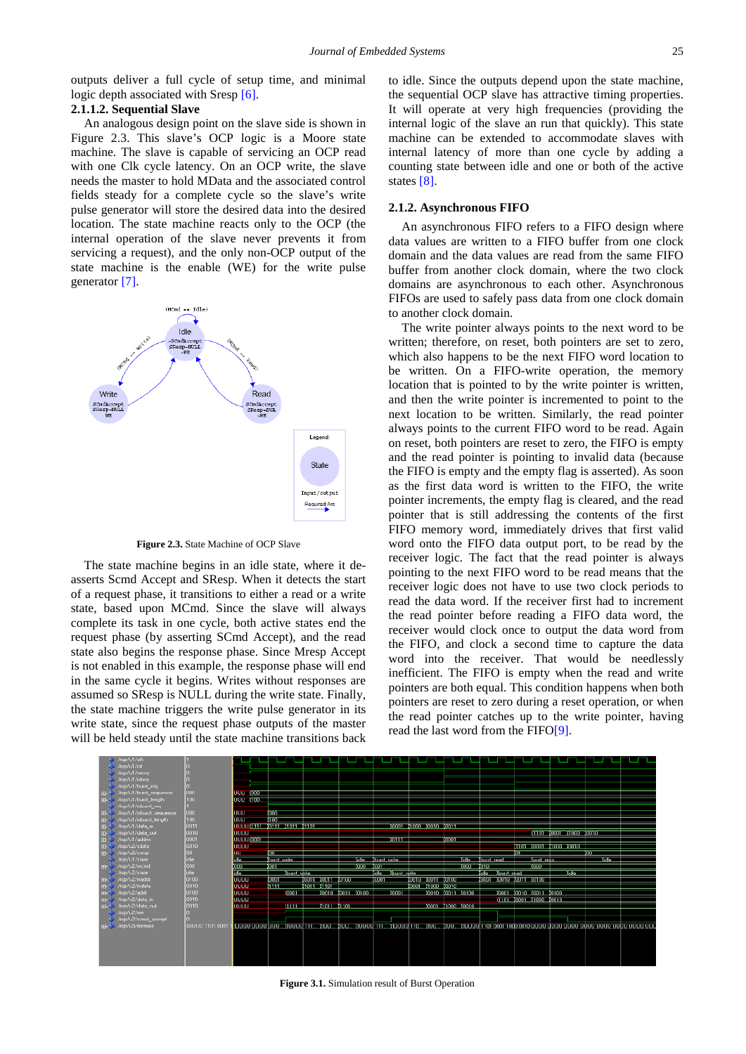outputs deliver a full cycle of setup time, and minimal logic depth associated with Sresp [6].

#### 2.1.1.2. Sequential Slave

An analogous design point on the slave side is shown in Figure 2.3. This slave's OCP logic is a Moore state machine. The slave is capable of servicing an OCP read with one Clk cycle latency. On an OCP write, the slave needs the master to hold MData and the associated control fields steady for a complete cycle so the slave's write pulse generator will store the desired data into the desired location. The state machine reacts only to the OCP (the internal operation of the slave never prevents it from servicing a request), and the only non-OCP output of the state machine is the enable (WE) for the write pulse generator [7].

**Figure 2.3.** State Machine of OCP Slave

The state machine begins in an idle state, where it de-asserts Scmd Accept and SResp. When it detects the start of a request phase, it transitions to either a read or a write state, based upon MCmd. Since the slave will always complete its task in one cycle, both active states end the request phase (by asserting SCmd Accept), and the read state also begins the response phase. Since Mresp Accept is not enabled in this example, the response phase will end in the same cycle it begins. Writes without responses are assumed so SResp is NULL during the write state. Finally, the state machine triggers the write pulse generator in its write state, since the request phase outputs of the master will be held steady until the state machine transitions back to idle. Since the outputs depend upon the state machine, the sequential OCP slave has attractive timing properties. It will operate at very high frequencies (providing the internal logic of the slave an run that quickly). This state machine can be extended to accommodate slaves with internal latency of more than one cycle by adding a counting state between idle and one or both of the active states [8].

### 2.1.2. Asynchronous FIFO

An asynchronous FIFO refers to a FIFO design where data values are written to a FIFO buffer from one clock domain and the data values are read from the same FIFO buffer from another clock domain, where the two clock domains are asynchronous to each other. Asynchronous FIFOs are used to safely pass data from one clock domain to another clock domain.

The write pointer always points to the next word to be written; therefore, on reset, both pointers are set to zero, which also happens to be the next FIFO word location to be written. On a FIFO-write operation, the memory location that is pointed to by the write pointer is written, and then the write pointer is incremented to point to the next location to be written. Similarly, the read pointer always points to the current FIFO word to be read. Again on reset, both pointers are reset to zero, the FIFO is empty and the read pointer is pointing to invalid data (because the FIFO is empty and the empty flag is asserted). As soon as the first data word is written to the FIFO, the write pointer increments, the empty flag is cleared, and the read pointer that is still addressing the contents of the first FIFO memory word, immediately drives that first valid word onto the FIFO data output port, to be read by the receiver logic. The fact that the read pointer is always pointing to the next FIFO word to be read means that the receiver logic does not have to use two clock periods to read the data word. If the receiver first had to increment the read pointer before reading a FIFO data word, the receiver would clock once to output the data word from the FIFO, and clock a second time to capture the data word into the receiver. That would be needlessly inefficient. The FIFO is empty when the read and write pointers are both equal. This condition happens when both pointers are reset to zero during a reset operation, or when the read pointer catches up to the write pointer, having read the last word from the FIFO[9].

**Figure 3.1.** Simulation result of Burst Operation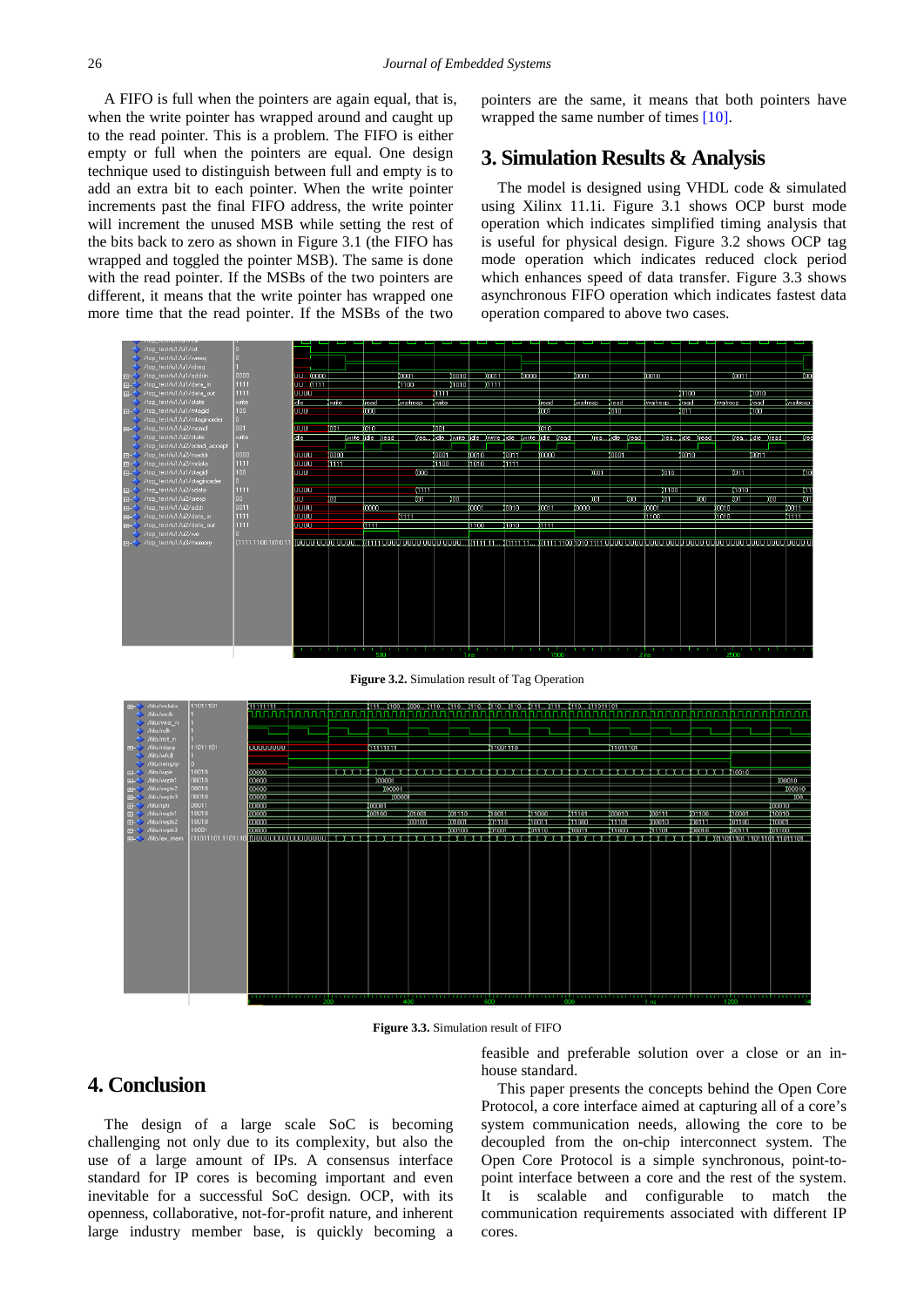A FIFO is full when the pointers are again equal, that is, when the write pointer has wrapped around and caught up to the read pointer. This is a problem. The FIFO is either empty or full when the pointers are equal. One design technique used to distinguish between full and empty is to add an extra bit to each pointer. When the write pointer increments past the final FIFO address, the write pointer will increment the unused MSB while setting the rest of the bits back to zero as shown in Figure 3.1 (the FIFO has wrapped and toggled the pointer MSB). The same is done with the read pointer. If the MSBs of the two pointers are different, it means that the write pointer has wrapped one more time that the read pointer. If the MSBs of the two pointers are the same, it means that both pointers have wrapped the same number of times [10].

## 3. Simulation Results & Analysis

The model is designed using VHDL code & simulated using Xilinx 11.1i. Figure 3.1 shows OCP burst mode operation which indicates simplified timing analysis that is useful for physical design. Figure 3.2 shows OCP tag mode operation which indicates reduced clock period which enhances speed of data transfer. Figure 3.3 shows asynchronous FIFO operation which indicates fastest data operation compared to above two cases.

**Figure 3.2.** Simulation result of Tag Operation

**Figure 3.3.** Simulation result of FIFO

## 4. Conclusion

The design of a large scale SoC is becoming challenging not only due to its complexity, but also the use of a large amount of IPs. A consensus interface standard for IP cores is becoming important and even inevitable for a successful SoC design. OCP, with its openness, collaborative, not-for-profit nature, and inherent large industry member base, is quickly becoming a feasible and preferable solution over a close or an in-house standard.

This paper presents the concepts behind the Open Core Protocol, a core interface aimed at capturing all of a core's system communication needs, allowing the core to be decoupled from the on-chip interconnect system. The Open Core Protocol is a simple synchronous, point-to-point interface between a core and the rest of the system. It is scalable and configurable to match the communication requirements associated with different IP cores.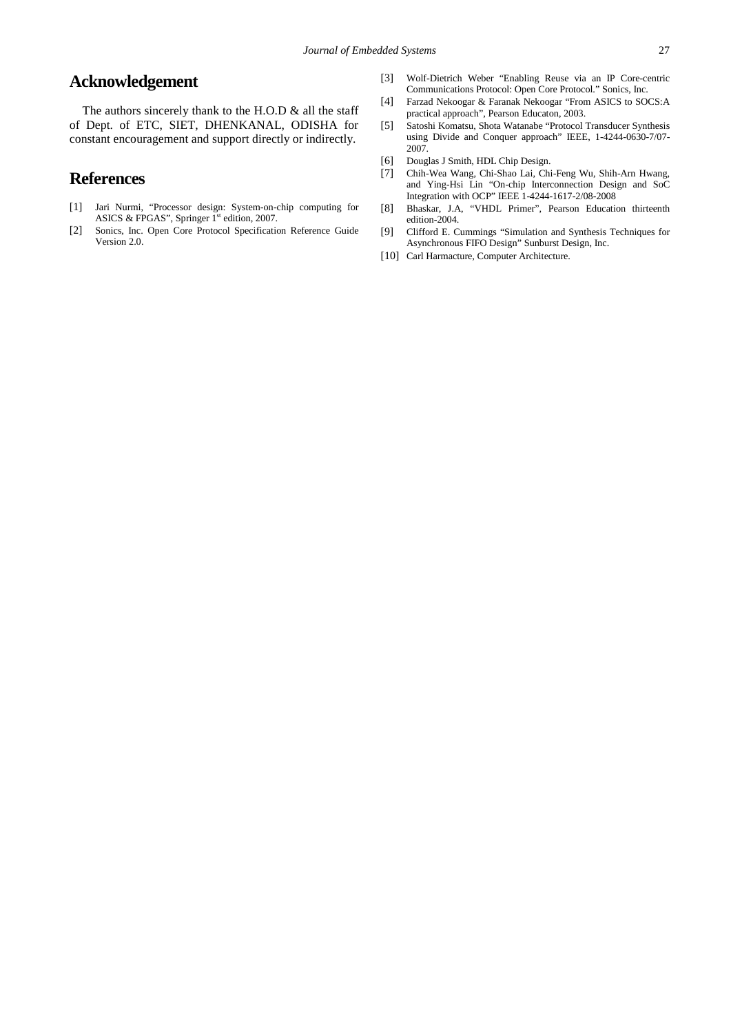## Acknowledgement

The authors sincerely thank to the H.O.D & all the staff of Dept. of ETC, SIET, DHENKANAL, ODISHA for constant encouragement and support directly or indirectly.

## References

[1] Jari Nurmi, "Processor design: System-on-chip computing for ASICS & FPGAS", Springer 1st edition, 2007.

[2] Sonics, Inc. Open Core Protocol Specification Reference Guide Version 2.0.

[3] Wolf-Dietrich Weber "Enabling Reuse via an IP Core-centric Communications Protocol: Open Core Protocol." Sonics, Inc.

[4] Farzad Nekoogar & Faranak Nekoogar "From ASICS to SOCS:A practical approach", Pearson Educaton, 2003.

[5] Satoshi Komatsu, Shota Watanabe "Protocol Transducer Synthesis using Divide and Conquer approach" IEEE, 1-4244-0630-7/07-2007.

[6] Douglas J Smith, HDL Chip Design.

[7] Chih-Wea Wang, Chi-Shao Lai, Chi-Feng Wu, Shih-Arn Hwang, and Ying-Hsi Lin "On-chip Interconnection Design and SoC Integration with OCP" IEEE 1-4244-1617-2/08-2008

[8] Bhaskar, J.A, "VHDL Primer", Pearson Education thirteenth edition-2004.

[9] Clifford E. Cummings "Simulation and Synthesis Techniques for Asynchronous FIFO Design" Sunburst Design, Inc.

[10] Carl Harmacture, Computer Architecture.